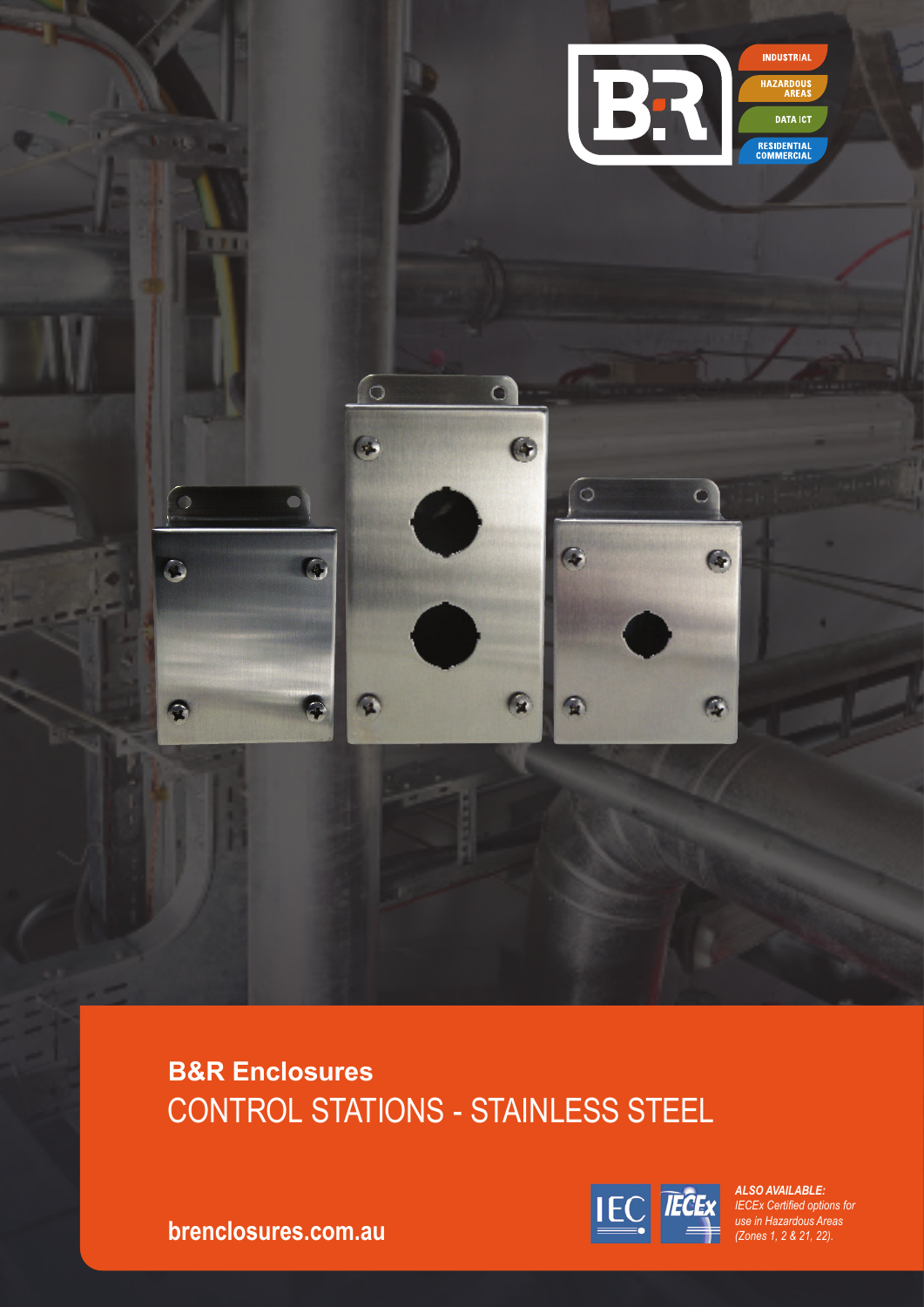INDUSTRIAL

HAZARDOUS AREAS

DATA ICT

RESIDENTIAL COMMERCIAL

**B&R Enclosures**

# CONTROL STATIONS - STAINLESS STEEL

**brenclosures.com.au**

***ALSO AVAILABLE:***
*IECEx Certified options for use in Hazardous Areas (Zones 1, 2 & 21, 22).*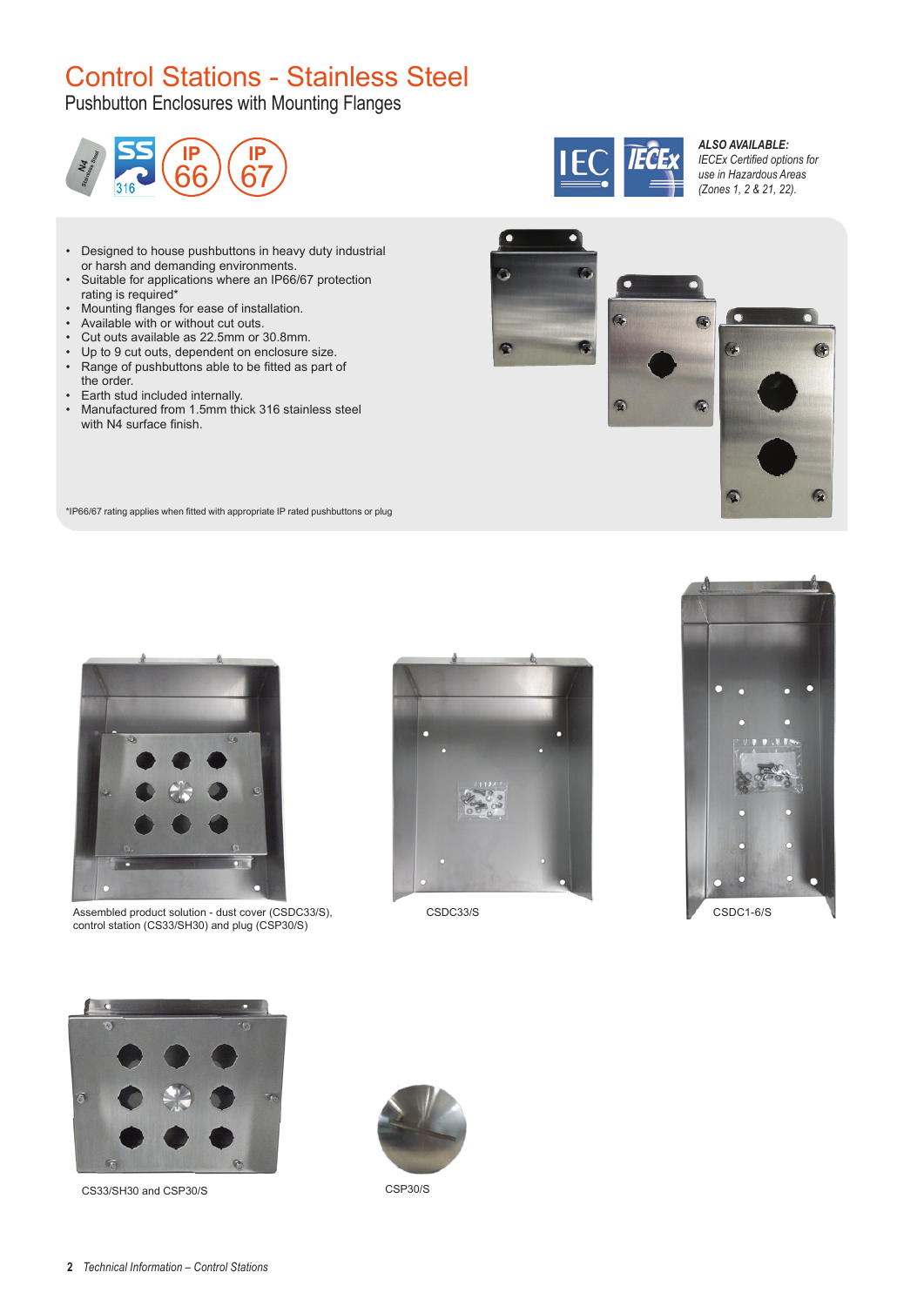# Control Stations - Stainless Steel

## Pushbutton Enclosures with Mounting Flanges

***ALSO AVAILABLE:***
*IECEx Certified options for use in Hazardous Areas (Zones 1, 2 & 21, 22).*

- Designed to house pushbuttons in heavy duty industrial or harsh and demanding environments.
- Suitable for applications where an IP66/67 protection rating is required*
- Mounting flanges for ease of installation.
- Available with or without cut outs.
- Cut outs available as 22.5mm or 30.8mm.
- Up to 9 cut outs, dependent on enclosure size.
- Range of pushbuttons able to be fitted as part of the order.
- Earth stud included internally.
- Manufactured from 1.5mm thick 316 stainless steel with N4 surface finish.

*IP66/67 rating applies when fitted with appropriate IP rated pushbuttons or plug

Assembled product solution - dust cover (CSDC33/S), control station (CS33/SH30) and plug (CSP30/S)

CSDC33/S

CSDC1-6/S

CS33/SH30 and CSP30/S

CSP30/S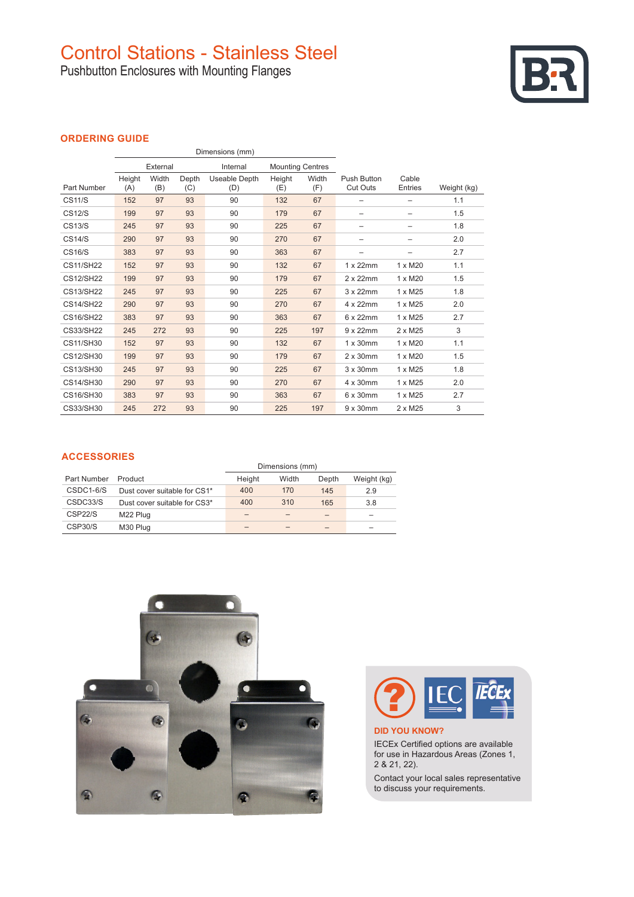# Control Stations - Stainless Steel

Pushbutton Enclosures with Mounting Flanges

## ORDERING GUIDE

| | Dimensions (mm) | | | | | | | | |
|---|---|---|---|---|---|---|---|---|---|
| | External | | | Internal | Mounting Centres | | | | |
| Part Number | Height (A) | Width (B) | Depth (C) | Useable Depth (D) | Height (E) | Width (F) | Push Button Cut Outs | Cable Entries | Weight (kg) |
| CS11/S | 152 | 97 | 93 | 90 | 132 | 67 | – | – | 1.1 |
| CS12/S | 199 | 97 | 93 | 90 | 179 | 67 | – | – | 1.5 |
| CS13/S | 245 | 97 | 93 | 90 | 225 | 67 | – | – | 1.8 |
| CS14/S | 290 | 97 | 93 | 90 | 270 | 67 | – | – | 2.0 |
| CS16/S | 383 | 97 | 93 | 90 | 363 | 67 | – | – | 2.7 |
| CS11/SH22 | 152 | 97 | 93 | 90 | 132 | 67 | 1 x 22mm | 1 x M20 | 1.1 |
| CS12/SH22 | 199 | 97 | 93 | 90 | 179 | 67 | 2 x 22mm | 1 x M20 | 1.5 |
| CS13/SH22 | 245 | 97 | 93 | 90 | 225 | 67 | 3 x 22mm | 1 x M25 | 1.8 |
| CS14/SH22 | 290 | 97 | 93 | 90 | 270 | 67 | 4 x 22mm | 1 x M25 | 2.0 |
| CS16/SH22 | 383 | 97 | 93 | 90 | 363 | 67 | 6 x 22mm | 1 x M25 | 2.7 |
| CS33/SH22 | 245 | 272 | 93 | 90 | 225 | 197 | 9 x 22mm | 2 x M25 | 3 |
| CS11/SH30 | 152 | 97 | 93 | 90 | 132 | 67 | 1 x 30mm | 1 x M20 | 1.1 |
| CS12/SH30 | 199 | 97 | 93 | 90 | 179 | 67 | 2 x 30mm | 1 x M20 | 1.5 |
| CS13/SH30 | 245 | 97 | 93 | 90 | 225 | 67 | 3 x 30mm | 1 x M25 | 1.8 |
| CS14/SH30 | 290 | 97 | 93 | 90 | 270 | 67 | 4 x 30mm | 1 x M25 | 2.0 |
| CS16/SH30 | 383 | 97 | 93 | 90 | 363 | 67 | 6 x 30mm | 1 x M25 | 2.7 |
| CS33/SH30 | 245 | 272 | 93 | 90 | 225 | 197 | 9 x 30mm | 2 x M25 | 3 |

## ACCESSORIES

| | | Dimensions (mm) | | | |
|---|---|---|---|---|---|
| Part Number | Product | Height | Width | Depth | Weight (kg) |
| CSDC1-6/S | Dust cover suitable for CS1* | 400 | 170 | 145 | 2.9 |
| CSDC33/S | Dust cover suitable for CS3* | 400 | 310 | 165 | 3.8 |
| CSP22/S | M22 Plug | – | – | – | – |
| CSP30/S | M30 Plug | – | – | – | – |

**DID YOU KNOW?**

IECEx Certified options are available for use in Hazardous Areas (Zones 1, 2 & 21, 22).

Contact your local sales representative to discuss your requirements.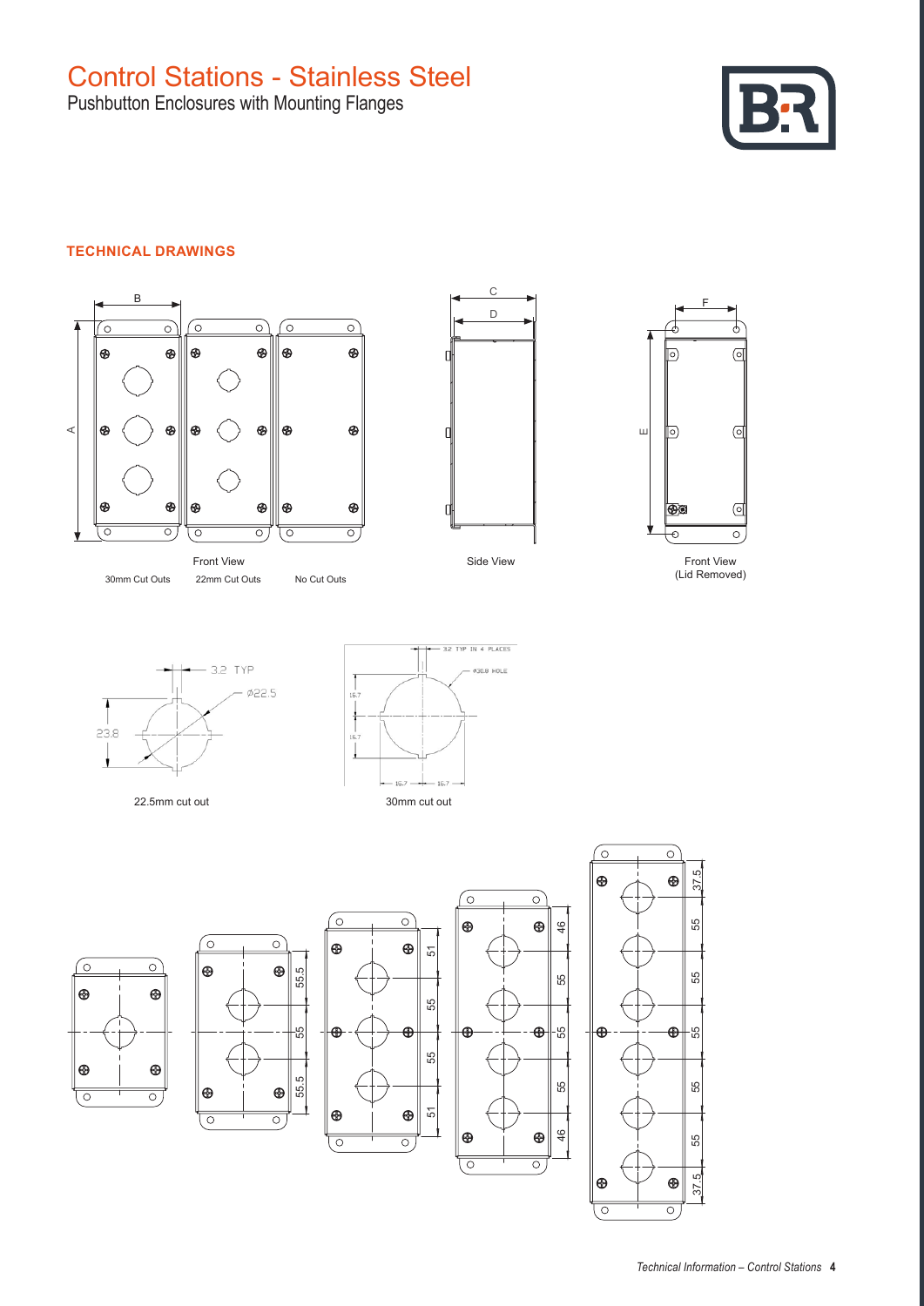# Control Stations - Stainless Steel

Pushbutton Enclosures with Mounting Flanges

## TECHNICAL DRAWINGS

B

A

Front View

30mm Cut Outs 22mm Cut Outs No Cut Outs

C

D

Side View

F

E

Front View (Lid Removed)

3.2 TYP

Ø22.5

23.8

22.5mm cut out

3.2 TYP IN 4 PLACES

Ø30.8 HOLE

16.7

16.7

16.7 16.7

30mm cut out

55.5 55 55.5

51 55 55 51

46 55 55 55 46

37.5 55 55 55 55 55 37.5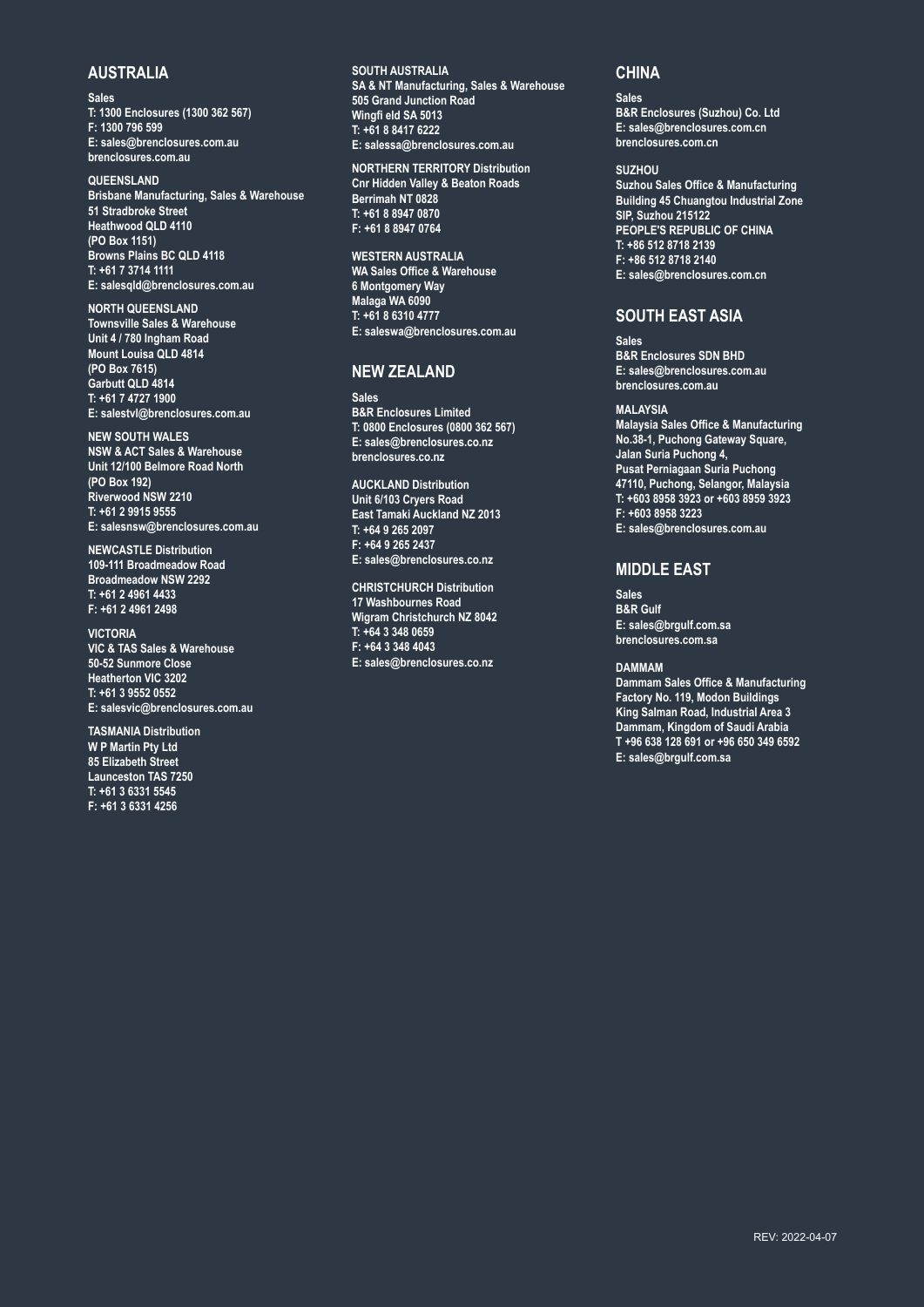## AUSTRALIA

**Sales**
**T: 1300 Enclosures (1300 362 567)**
**F: 1300 796 599**
**E: sales@brenclosures.com.au**
**brenclosures.com.au**

**QUEENSLAND**
**Brisbane Manufacturing, Sales & Warehouse**
**51 Stradbroke Street**
**Heathwood QLD 4110**
**(PO Box 1151)**
**Browns Plains BC QLD 4118**
**T: +61 7 3714 1111**
**E: salesqld@brenclosures.com.au**

**NORTH QUEENSLAND**
**Townsville Sales & Warehouse**
**Unit 4 / 780 Ingham Road**
**Mount Louisa QLD 4814**
**(PO Box 7615)**
**Garbutt QLD 4814**
**T: +61 7 4727 1900**
**E: salestvl@brenclosures.com.au**

**NEW SOUTH WALES**
**NSW & ACT Sales & Warehouse**
**Unit 12/100 Belmore Road North**
**(PO Box 192)**
**Riverwood NSW 2210**
**T: +61 2 9915 9555**
**E: salesnsw@brenclosures.com.au**

**NEWCASTLE Distribution**
**109-111 Broadmeadow Road**
**Broadmeadow NSW 2292**
**T: +61 2 4961 4433**
**F: +61 2 4961 2498**

**VICTORIA**
**VIC & TAS Sales & Warehouse**
**50-52 Sunmore Close**
**Heatherton VIC 3202**
**T: +61 3 9552 0552**
**E: salesvic@brenclosures.com.au**

**TASMANIA Distribution**
**W P Martin Pty Ltd**
**85 Elizabeth Street**
**Launceston TAS 7250**
**T: +61 3 6331 5545**
**F: +61 3 6331 4256**

**SOUTH AUSTRALIA**
**SA & NT Manufacturing, Sales & Warehouse**
**505 Grand Junction Road**
**Wingfi eld SA 5013**
**T: +61 8 8417 6222**
**E: salessa@brenclosures.com.au**

**NORTHERN TERRITORY Distribution**
**Cnr Hidden Valley & Beaton Roads**
**Berrimah NT 0828**
**T: +61 8 8947 0870**
**F: +61 8 8947 0764**

**WESTERN AUSTRALIA**
**WA Sales Office & Warehouse**
**6 Montgomery Way**
**Malaga WA 6090**
**T: +61 8 6310 4777**
**E: saleswa@brenclosures.com.au**

## NEW ZEALAND

**Sales**
**B&R Enclosures Limited**
**T: 0800 Enclosures (0800 362 567)**
**E: sales@brenclosures.co.nz**
**brenclosures.co.nz**

**AUCKLAND Distribution**
**Unit 6/103 Cryers Road**
**East Tamaki Auckland NZ 2013**
**T: +64 9 265 2097**
**F: +64 9 265 2437**
**E: sales@brenclosures.co.nz**

**CHRISTCHURCH Distribution**
**17 Washbournes Road**
**Wigram Christchurch NZ 8042**
**T: +64 3 348 0659**
**F: +64 3 348 4043**
**E: sales@brenclosures.co.nz**

## CHINA

**Sales**
**B&R Enclosures (Suzhou) Co. Ltd**
**E: sales@brenclosures.com.cn**
**brenclosures.com.cn**

**SUZHOU**
**Suzhou Sales Office & Manufacturing**
**Building 45 Chuangtou Industrial Zone**
**SIP, Suzhou 215122**
**PEOPLE'S REPUBLIC OF CHINA**
**T: +86 512 8718 2139**
**F: +86 512 8718 2140**
**E: sales@brenclosures.com.cn**

## SOUTH EAST ASIA

**Sales**
**B&R Enclosures SDN BHD**
**E: sales@brenclosures.com.au**
**brenclosures.com.au**

**MALAYSIA**
**Malaysia Sales Office & Manufacturing**
**No.38-1, Puchong Gateway Square,**
**Jalan Suria Puchong 4,**
**Pusat Perniagaan Suria Puchong**
**47110, Puchong, Selangor, Malaysia**
**T: +603 8958 3923 or +603 8959 3923**
**F: +603 8958 3223**
**E: sales@brenclosures.com.au**

## MIDDLE EAST

**Sales**
**B&R Gulf**
**E: sales@brgulf.com.sa**
**brenclosures.com.sa**

**DAMMAM**
**Dammam Sales Office & Manufacturing**
**Factory No. 119, Modon Buildings**
**King Salman Road, Industrial Area 3**
**Dammam, Kingdom of Saudi Arabia**
**T +96 638 128 691 or +96 650 349 6592**
**E: sales@brgulf.com.sa**

REV: 2022-04-07